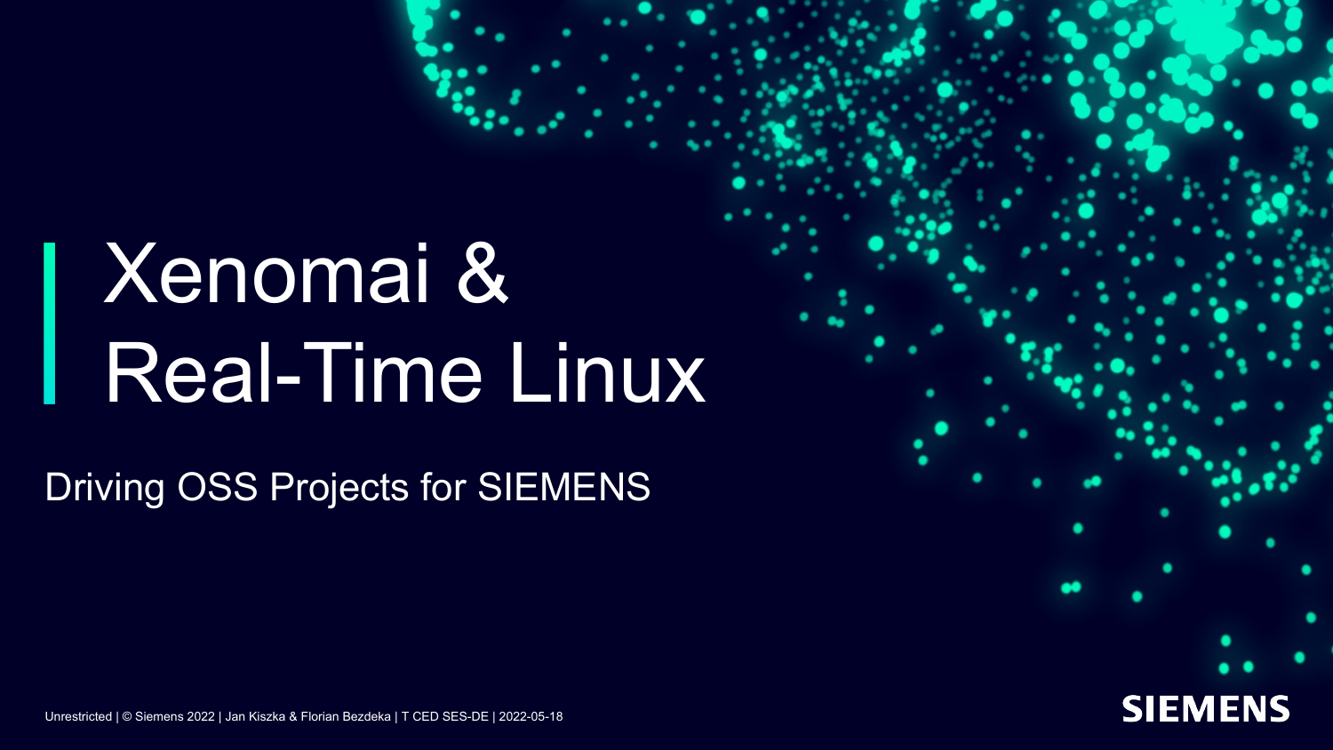# Xenomai & Real-Time Linux

Driving OSS Projects for SIEMENS

Unrestricted | © Siemens 2022 | Jan Kiszka & Florian Bezdeka | T CED SES-DE | 2022-05-18

SIEMENS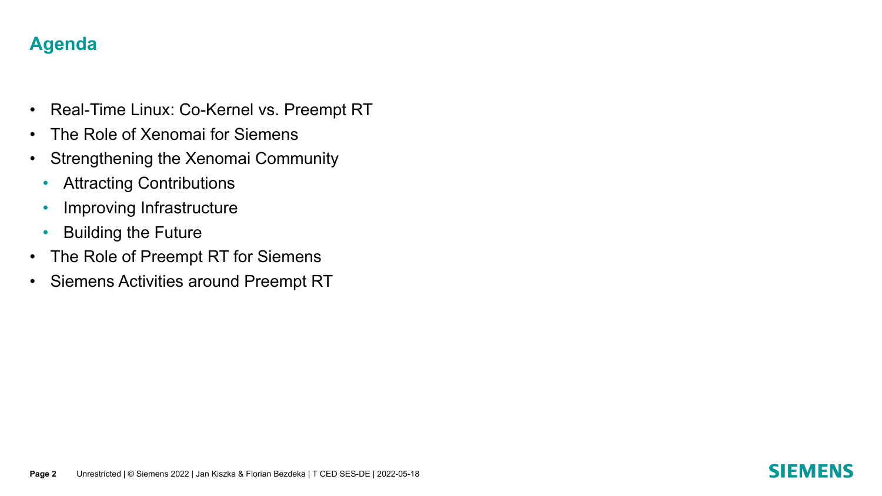## Agenda

- Real-Time Linux: Co-Kernel vs. Preempt RT
- The Role of Xenomai for Siemens
- Strengthening the Xenomai Community
  - Attracting Contributions
  - Improving Infrastructure
  - Building the Future
- The Role of Preempt RT for Siemens
- Siemens Activities around Preempt RT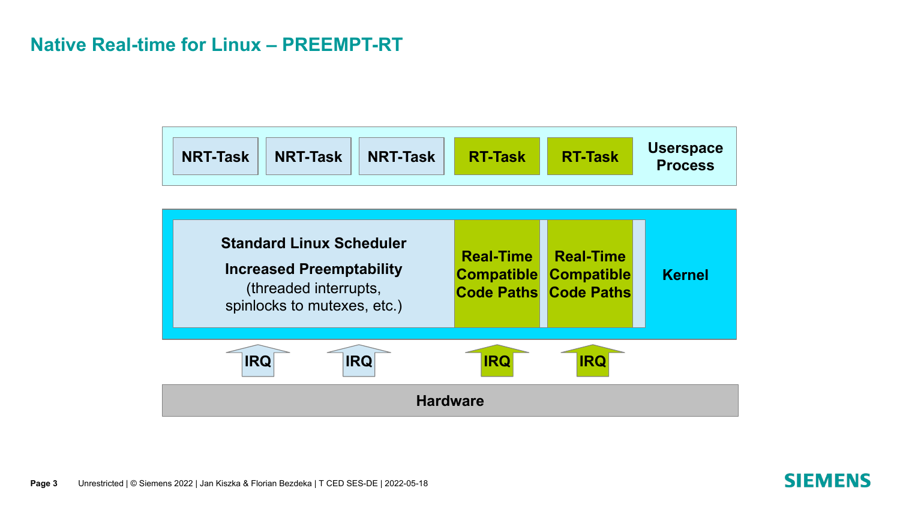# Native Real-time for Linux – PREEMPT-RT

**Userspace Process**

- NRT-Task
- NRT-Task
- NRT-Task
- RT-Task
- RT-Task

**Kernel**

**Standard Linux Scheduler**

**Increased Preemptability**
(threaded interrupts, spinlocks to mutexes, etc.)

**Real-Time Compatible Code Paths**

**Real-Time Compatible Code Paths**

IRQ IRQ IRQ IRQ

**Hardware**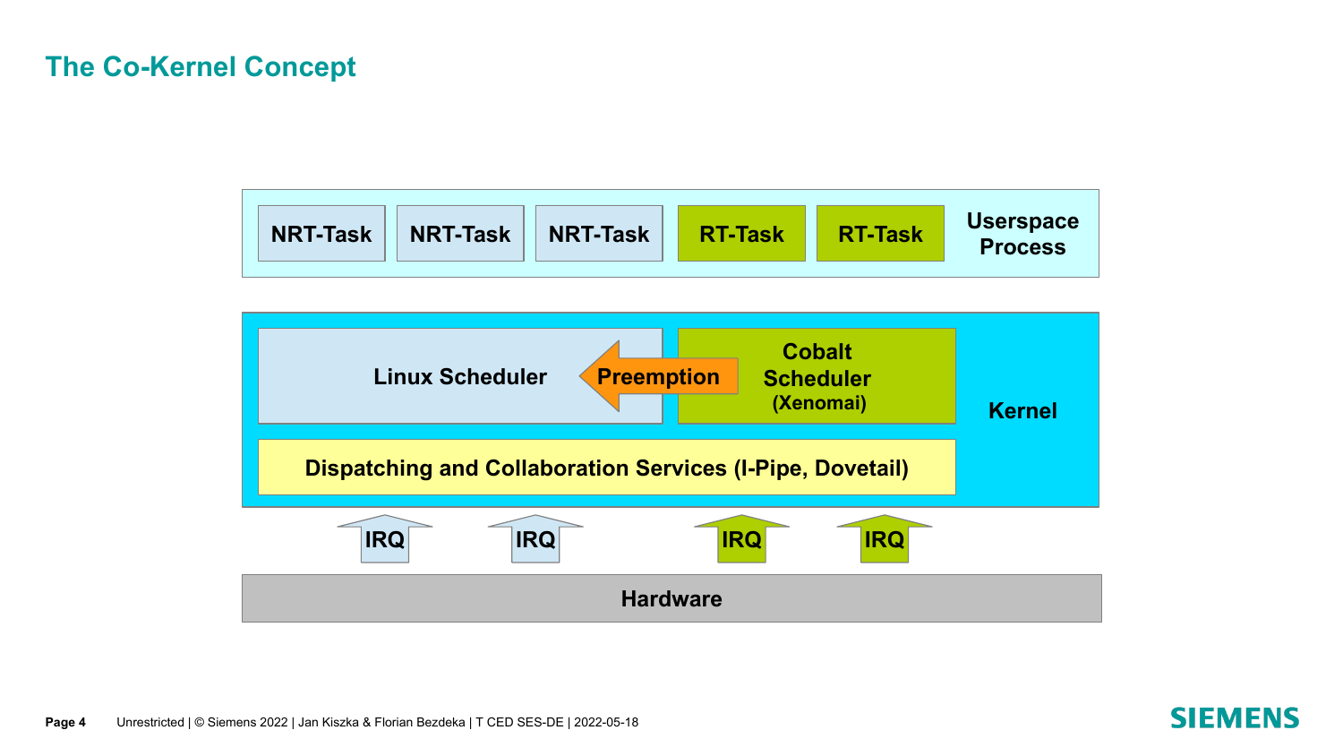# The Co-Kernel Concept

**Userspace Process**

NRT-Task | NRT-Task | NRT-Task | RT-Task | RT-Task

**Kernel**

Linux Scheduler ← Preemption ← Cobalt Scheduler (Xenomai)

Dispatching and Collaboration Services (I-Pipe, Dovetail)

IRQ | IRQ | IRQ | IRQ

**Hardware**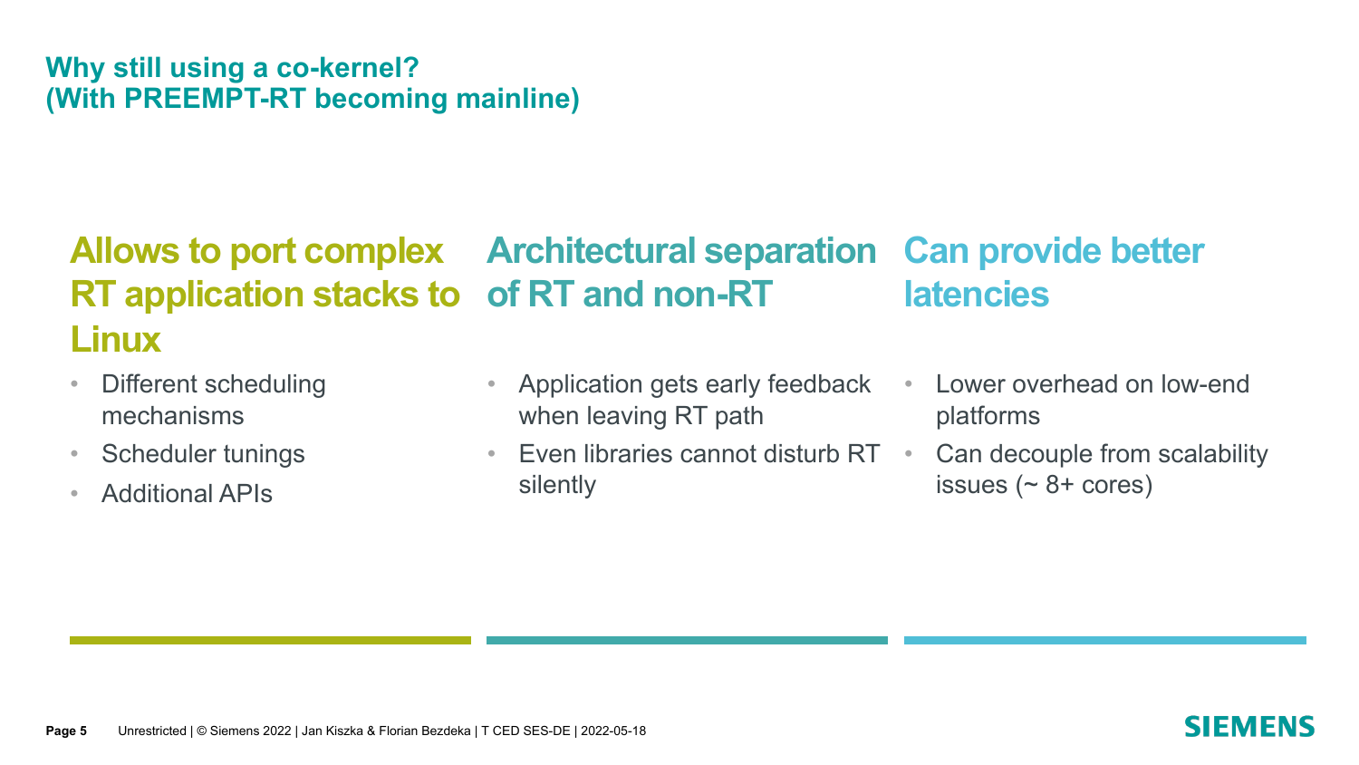# Why still using a co-kernel?
# (With PREEMPT-RT becoming mainline)

## Allows to port complex RT application stacks to Linux

- Different scheduling mechanisms
- Scheduler tunings
- Additional APIs

## Architectural separation of RT and non-RT

- Application gets early feedback when leaving RT path
- Even libraries cannot disturb RT silently

## Can provide better latencies

- Lower overhead on low-end platforms
- Can decouple from scalability issues (~ 8+ cores)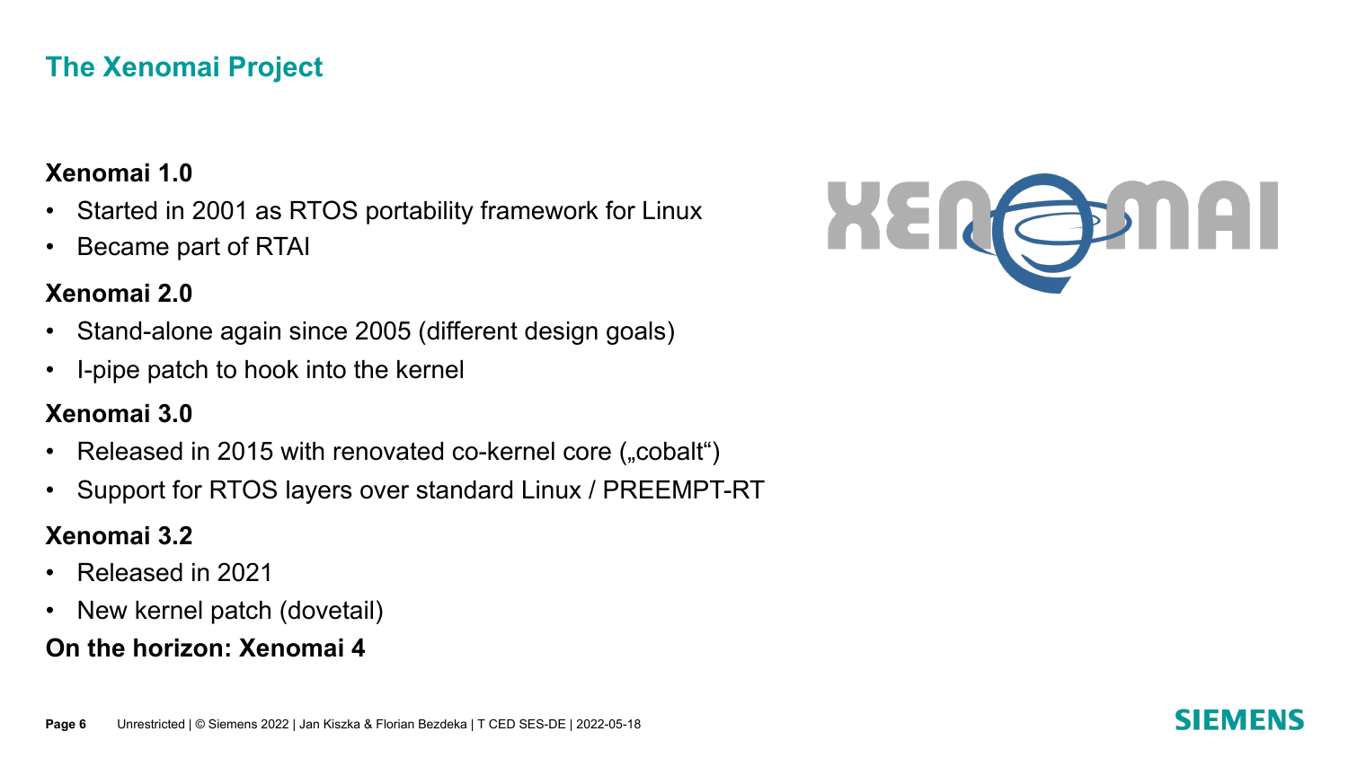# The Xenomai Project

**Xenomai 1.0**

- Started in 2001 as RTOS portability framework for Linux
- Became part of RTAI

**Xenomai 2.0**

- Stand-alone again since 2005 (different design goals)
- I-pipe patch to hook into the kernel

**Xenomai 3.0**

- Released in 2015 with renovated co-kernel core („cobalt“)
- Support for RTOS layers over standard Linux / PREEMPT-RT

**Xenomai 3.2**

- Released in 2021
- New kernel patch (dovetail)

**On the horizon: Xenomai 4**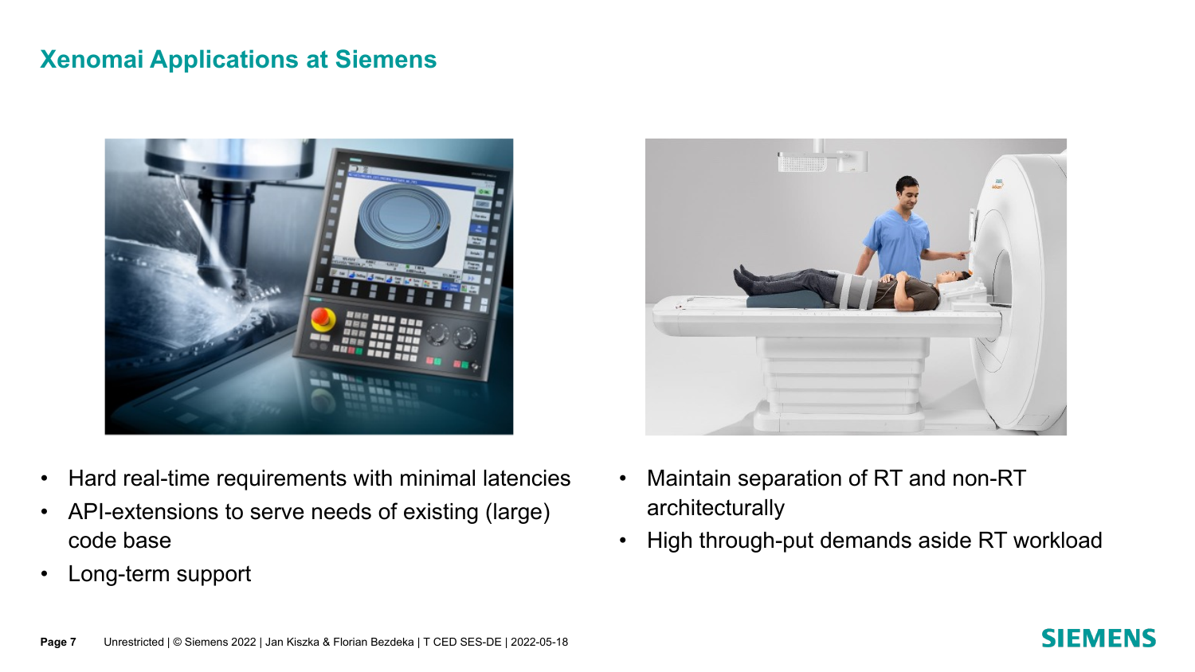## Xenomai Applications at Siemens

- Hard real-time requirements with minimal latencies
- API-extensions to serve needs of existing (large) code base
- Long-term support

- Maintain separation of RT and non-RT architecturally
- High through-put demands aside RT workload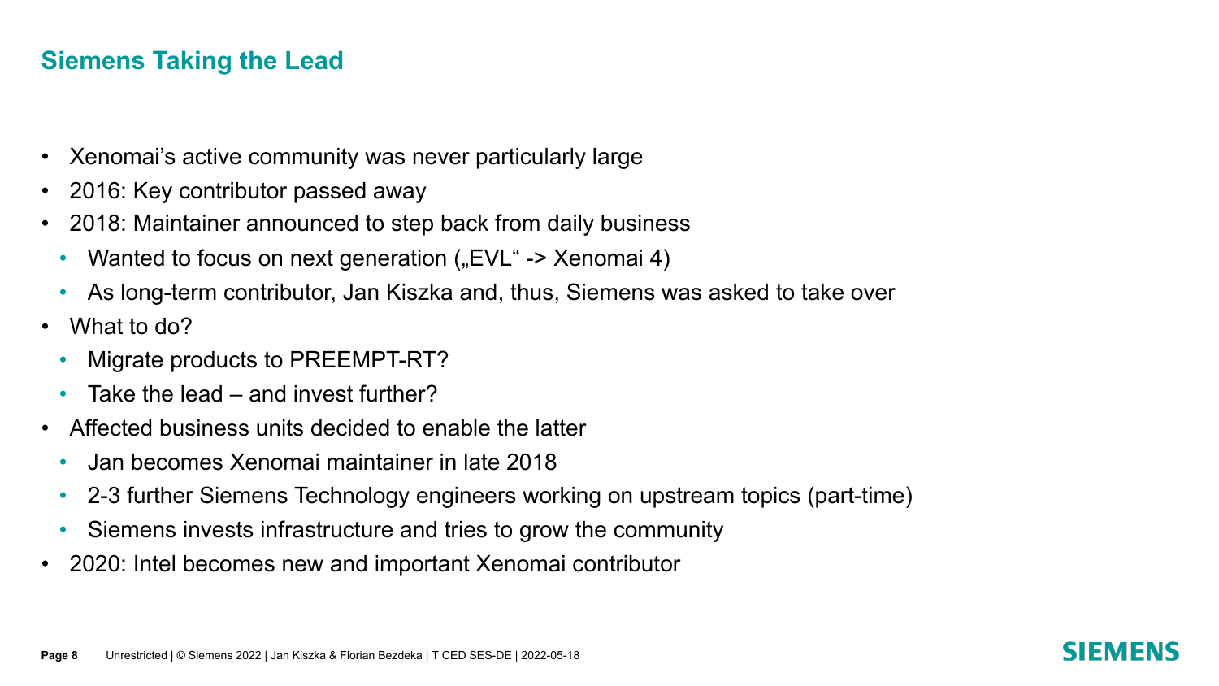## Siemens Taking the Lead

- Xenomai’s active community was never particularly large
- 2016: Key contributor passed away
- 2018: Maintainer announced to step back from daily business
  - Wanted to focus on next generation („EVL“ -> Xenomai 4)
  - As long-term contributor, Jan Kiszka and, thus, Siemens was asked to take over
- What to do?
  - Migrate products to PREEMPT-RT?
  - Take the lead – and invest further?
- Affected business units decided to enable the latter
  - Jan becomes Xenomai maintainer in late 2018
  - 2-3 further Siemens Technology engineers working on upstream topics (part-time)
  - Siemens invests infrastructure and tries to grow the community
- 2020: Intel becomes new and important Xenomai contributor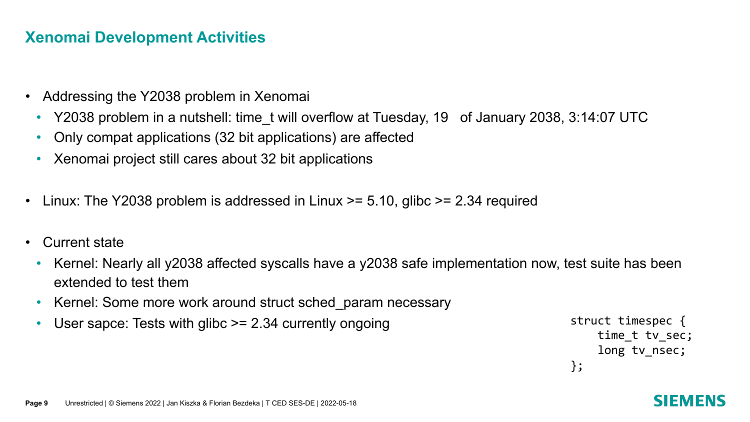# Xenomai Development Activities

- Addressing the Y2038 problem in Xenomai
  - Y2038 problem in a nutshell: time_t will overflow at Tuesday, 19 of January 2038, 3:14:07 UTC
  - Only compat applications (32 bit applications) are affected
  - Xenomai project still cares about 32 bit applications
- Linux: The Y2038 problem is addressed in Linux >= 5.10, glibc >= 2.34 required
- Current state
  - Kernel: Nearly all y2038 affected syscalls have a y2038 safe implementation now, test suite has been extended to test them
  - Kernel: Some more work around struct sched_param necessary
  - User sapce: Tests with glibc >= 2.34 currently ongoing

```
struct timespec {
    time_t tv_sec;
    long tv_nsec;
};
```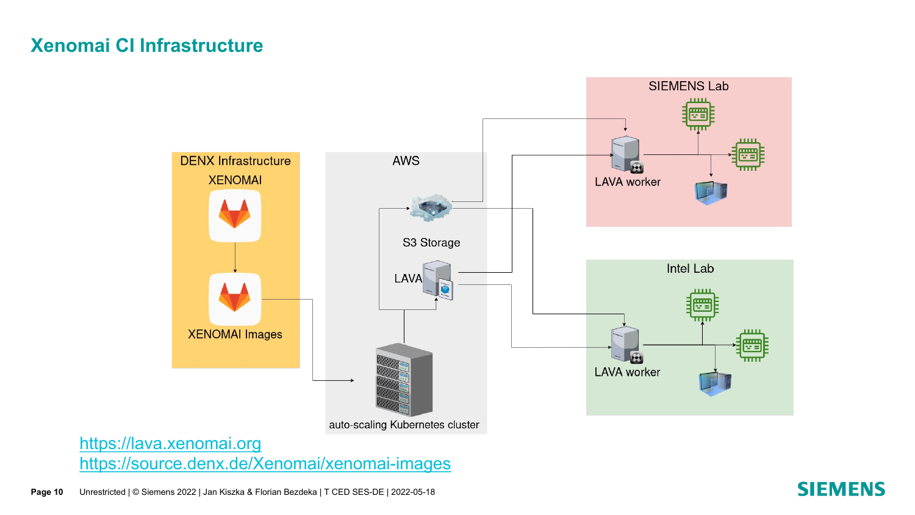# Xenomai CI Infrastructure

DENX Infrastructure

XENOMAI

XENOMAI Images

AWS

S3 Storage

LAVA

auto-scaling Kubernetes cluster

SIEMENS Lab

LAVA worker

Intel Lab

LAVA worker

https://lava.xenomai.org

https://source.denx.de/Xenomai/xenomai-images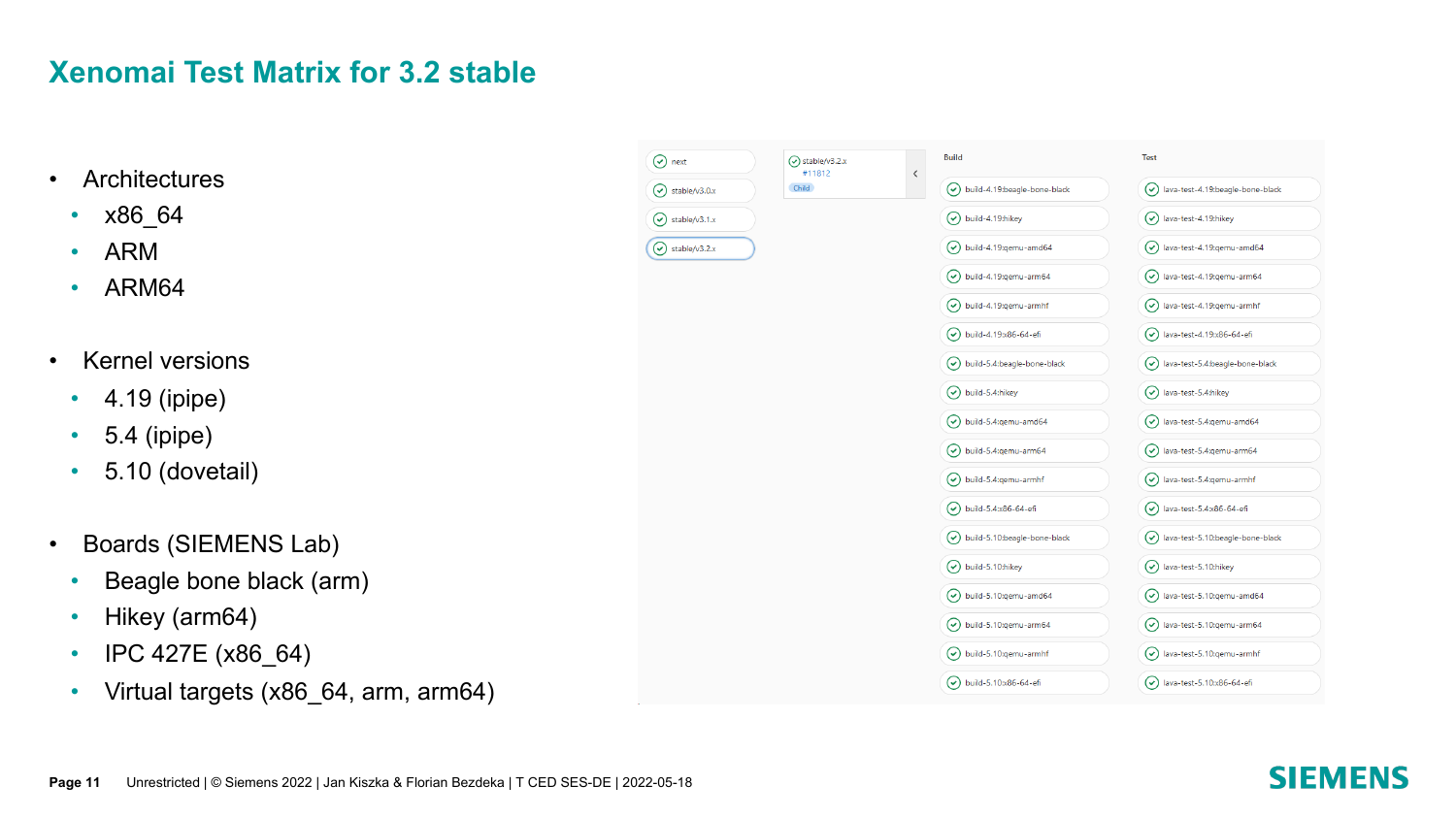# Xenomai Test Matrix for 3.2 stable

- Architectures
  - x86_64
  - ARM
  - ARM64

- Kernel versions
  - 4.19 (ipipe)
  - 5.4 (ipipe)
  - 5.10 (dovetail)

- Boards (SIEMENS Lab)
  - Beagle bone black (arm)
  - Hikey (arm64)
  - IPC 427E (x86_64)
  - Virtual targets (x86_64, arm, arm64)

| Branch | Pipeline | Build | Test |
|---|---|---|---|
| next | stable/v3.2.x #11812 Child | build-4.19:beagle-bone-black | lava-test-4.19:beagle-bone-black |
| stable/v3.0.x | | build-4.19:hikey | lava-test-4.19:hikey |
| stable/v3.1.x | | build-4.19:qemu-amd64 | lava-test-4.19:qemu-amd64 |
| stable/v3.2.x | | build-4.19:qemu-arm64 | lava-test-4.19:qemu-arm64 |
| | | build-4.19:qemu-armhf | lava-test-4.19:qemu-armhf |
| | | build-4.19:x86-64-efi | lava-test-4.19:x86-64-efi |
| | | build-5.4:beagle-bone-black | lava-test-5.4:beagle-bone-black |
| | | build-5.4:hikey | lava-test-5.4:hikey |
| | | build-5.4:qemu-amd64 | lava-test-5.4:qemu-amd64 |
| | | build-5.4:qemu-arm64 | lava-test-5.4:qemu-arm64 |
| | | build-5.4:qemu-armhf | lava-test-5.4:qemu-armhf |
| | | build-5.4:x86-64-efi | lava-test-5.4:x86-64-efi |
| | | build-5.10:beagle-bone-black | lava-test-5.10:beagle-bone-black |
| | | build-5.10:hikey | lava-test-5.10:hikey |
| | | build-5.10:qemu-amd64 | lava-test-5.10:qemu-amd64 |
| | | build-5.10:qemu-arm64 | lava-test-5.10:qemu-arm64 |
| | | build-5.10:qemu-armhf | lava-test-5.10:qemu-armhf |
| | | build-5.10:x86-64-efi | lava-test-5.10:x86-64-efi |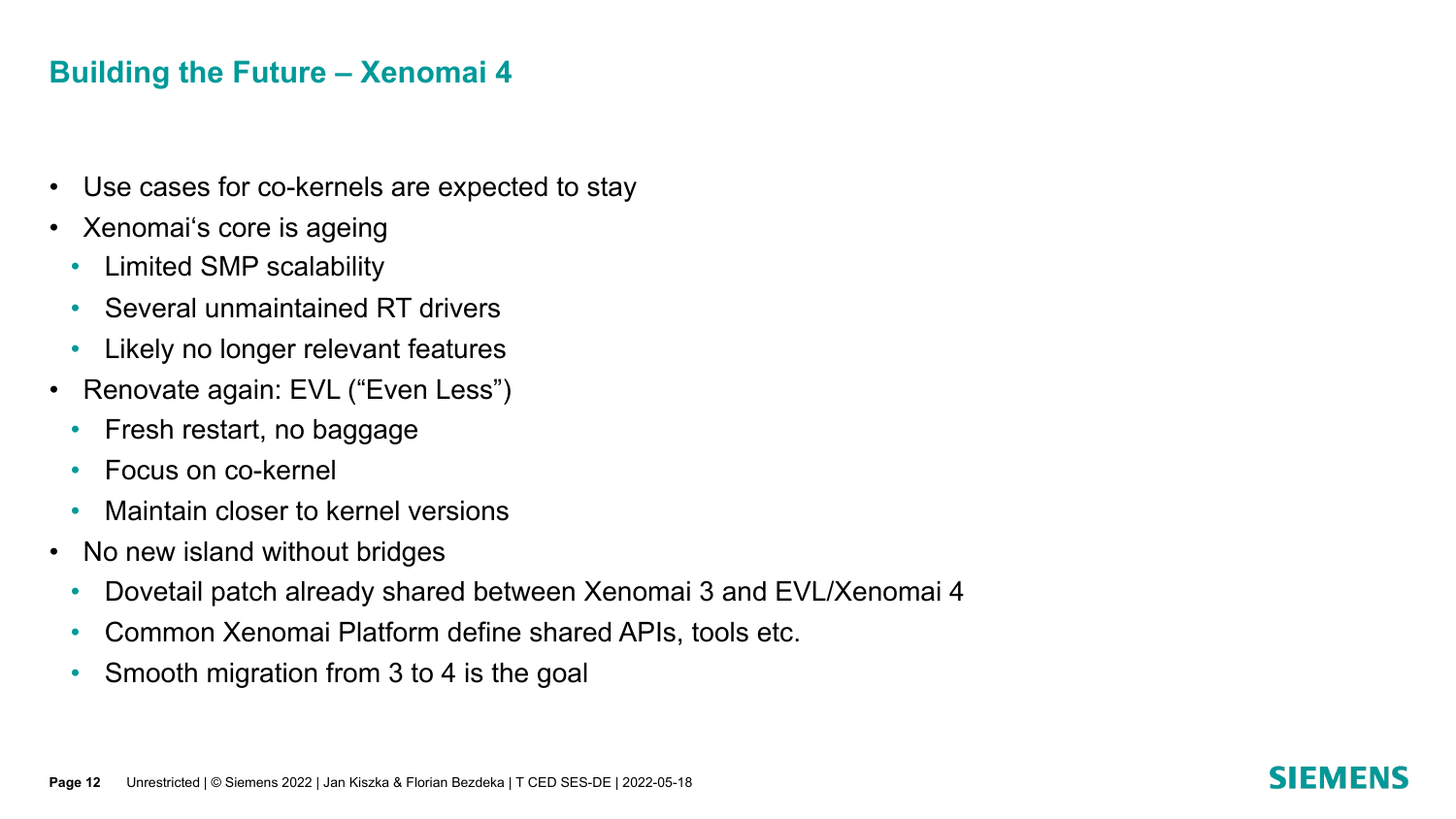## Building the Future – Xenomai 4

- Use cases for co-kernels are expected to stay
- Xenomai‘s core is ageing
  - Limited SMP scalability
  - Several unmaintained RT drivers
  - Likely no longer relevant features
- Renovate again: EVL (“Even Less”)
  - Fresh restart, no baggage
  - Focus on co-kernel
  - Maintain closer to kernel versions
- No new island without bridges
  - Dovetail patch already shared between Xenomai 3 and EVL/Xenomai 4
  - Common Xenomai Platform define shared APIs, tools etc.
  - Smooth migration from 3 to 4 is the goal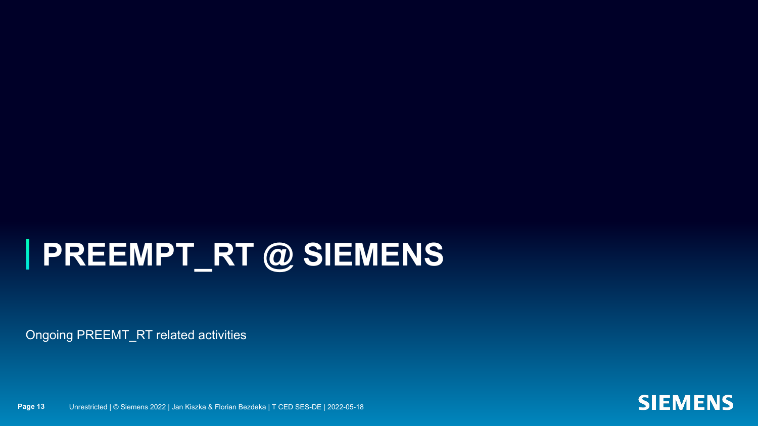# PREEMPT_RT @ SIEMENS

Ongoing PREEMT_RT related activities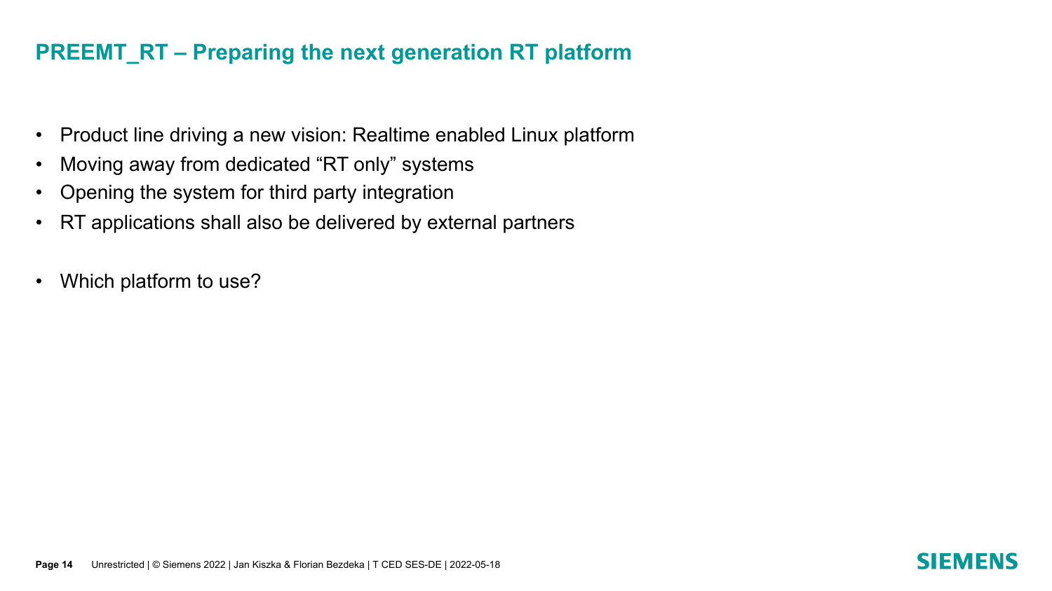# PREEMT_RT – Preparing the next generation RT platform

- Product line driving a new vision: Realtime enabled Linux platform
- Moving away from dedicated “RT only” systems
- Opening the system for third party integration
- RT applications shall also be delivered by external partners

- Which platform to use?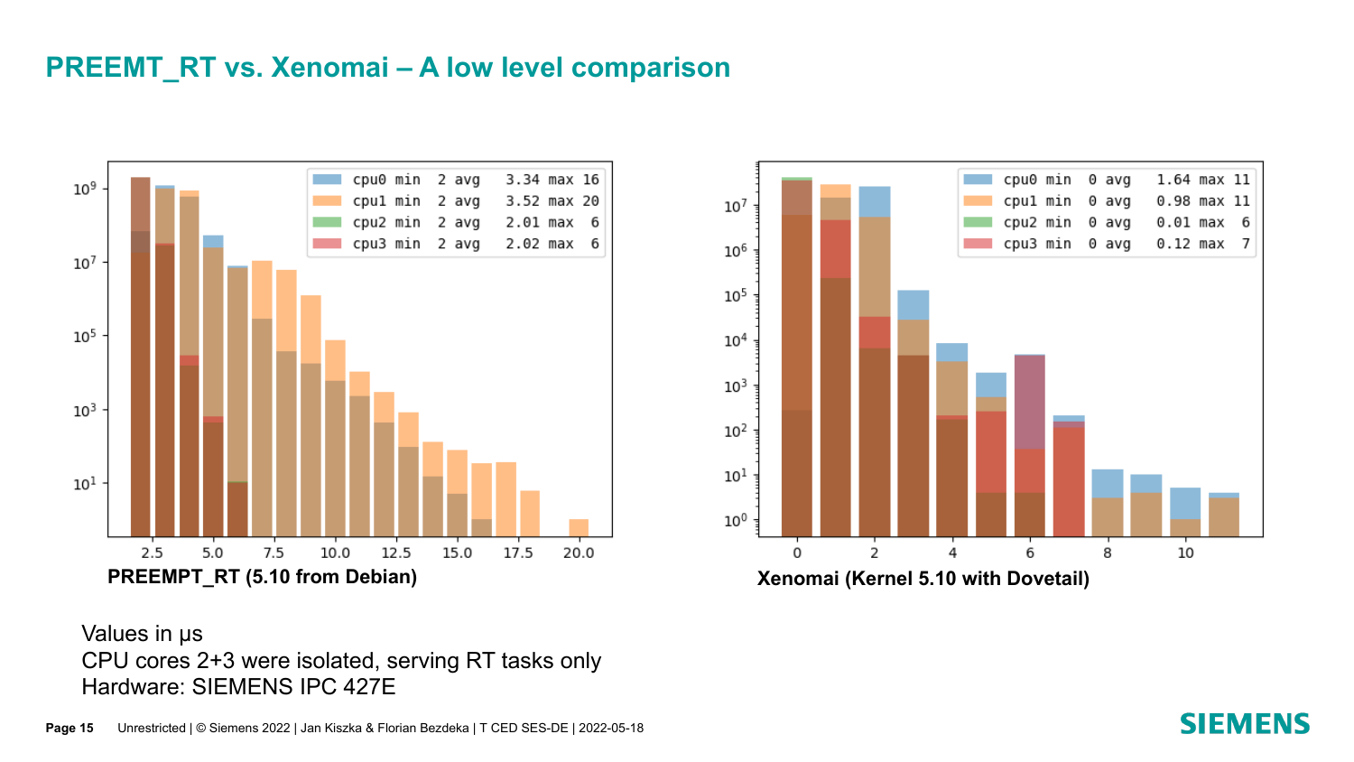# PREEMT_RT vs. Xenomai – A low level comparison

**PREEMPT_RT (5.10 from Debian)**

| | min | avg | max |
|---|---|---|---|
| cpu0 | 2 | 3.34 | 16 |
| cpu1 | 2 | 3.52 | 20 |
| cpu2 | 2 | 2.01 | 6 |
| cpu3 | 2 | 2.02 | 6 |

**Xenomai (Kernel 5.10 with Dovetail)**

| | min | avg | max |
|---|---|---|---|
| cpu0 | 0 | 1.64 | 11 |
| cpu1 | 0 | 0.98 | 11 |
| cpu2 | 0 | 0.01 | 6 |
| cpu3 | 0 | 0.12 | 7 |

Values in µs
CPU cores 2+3 were isolated, serving RT tasks only
Hardware: SIEMENS IPC 427E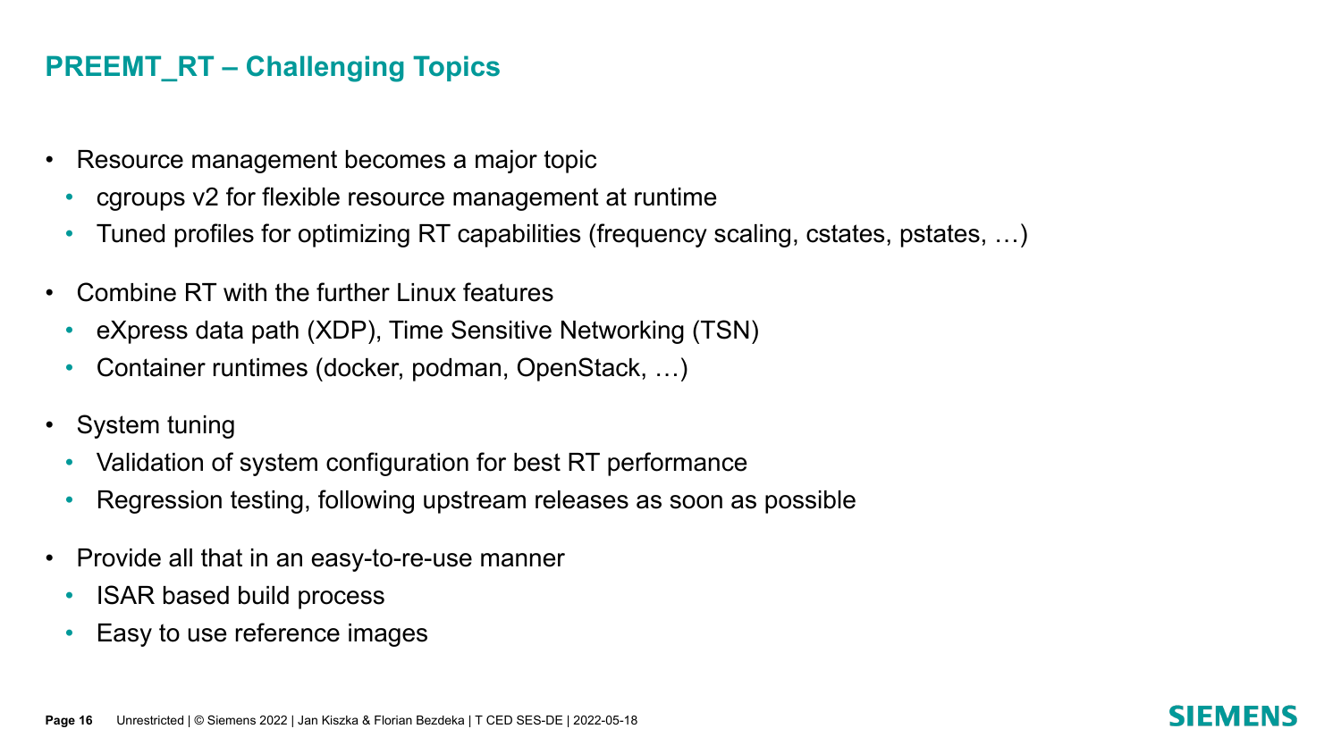# PREEMT_RT – Challenging Topics

- Resource management becomes a major topic
  - cgroups v2 for flexible resource management at runtime
  - Tuned profiles for optimizing RT capabilities (frequency scaling, cstates, pstates, …)
- Combine RT with the further Linux features
  - eXpress data path (XDP), Time Sensitive Networking (TSN)
  - Container runtimes (docker, podman, OpenStack, …)
- System tuning
  - Validation of system configuration for best RT performance
  - Regression testing, following upstream releases as soon as possible
- Provide all that in an easy-to-re-use manner
  - ISAR based build process
  - Easy to use reference images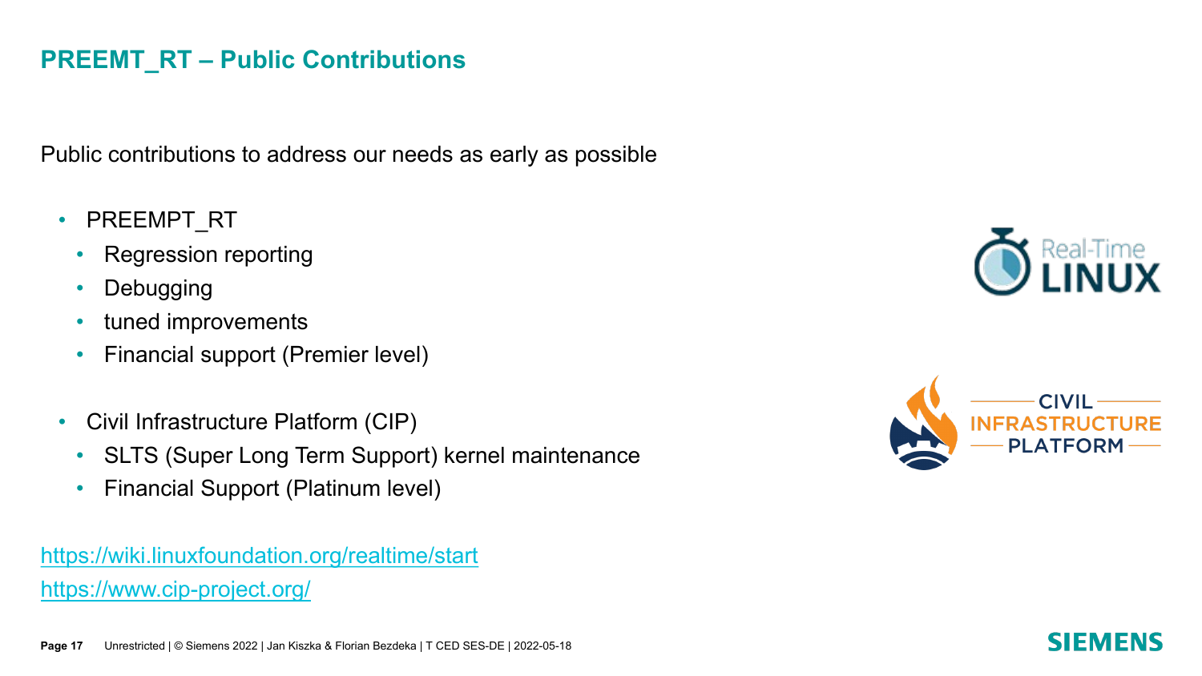## PREEMT_RT – Public Contributions

Public contributions to address our needs as early as possible

- PREEMPT_RT
  - Regression reporting
  - Debugging
  - tuned improvements
  - Financial support (Premier level)
- Civil Infrastructure Platform (CIP)
  - SLTS (Super Long Term Support) kernel maintenance
  - Financial Support (Platinum level)

https://wiki.linuxfoundation.org/realtime/start

https://www.cip-project.org/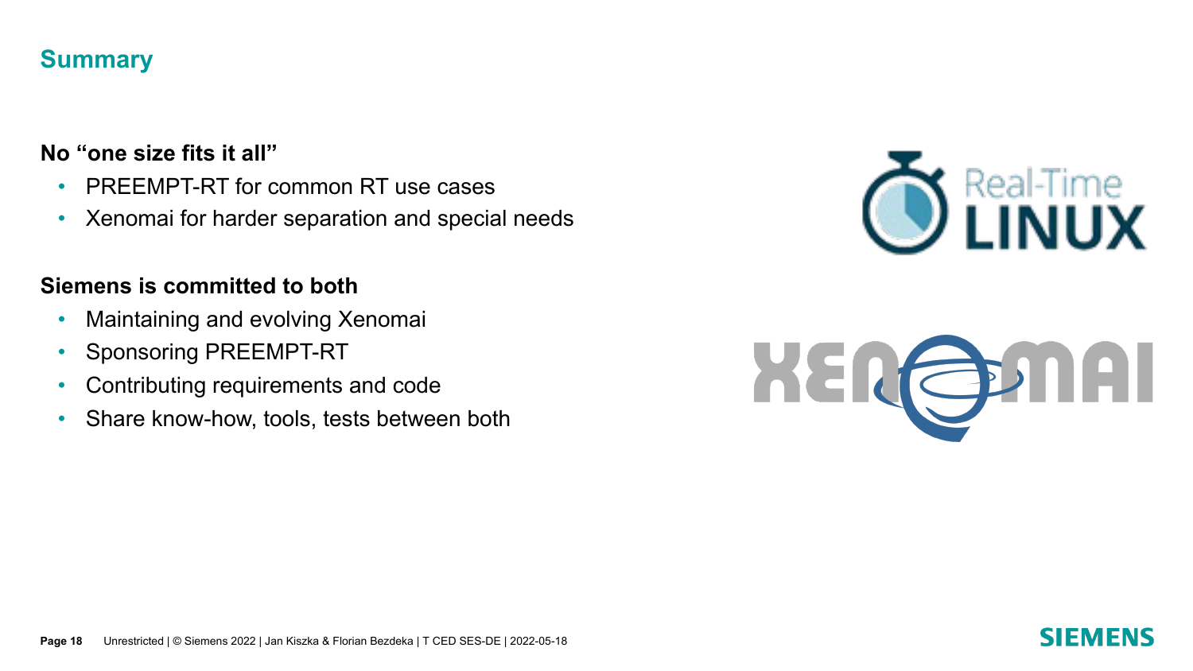## Summary

**No “one size fits it all”**

- PREEMPT-RT for common RT use cases
- Xenomai for harder separation and special needs

**Siemens is committed to both**

- Maintaining and evolving Xenomai
- Sponsoring PREEMPT-RT
- Contributing requirements and code
- Share know-how, tools, tests between both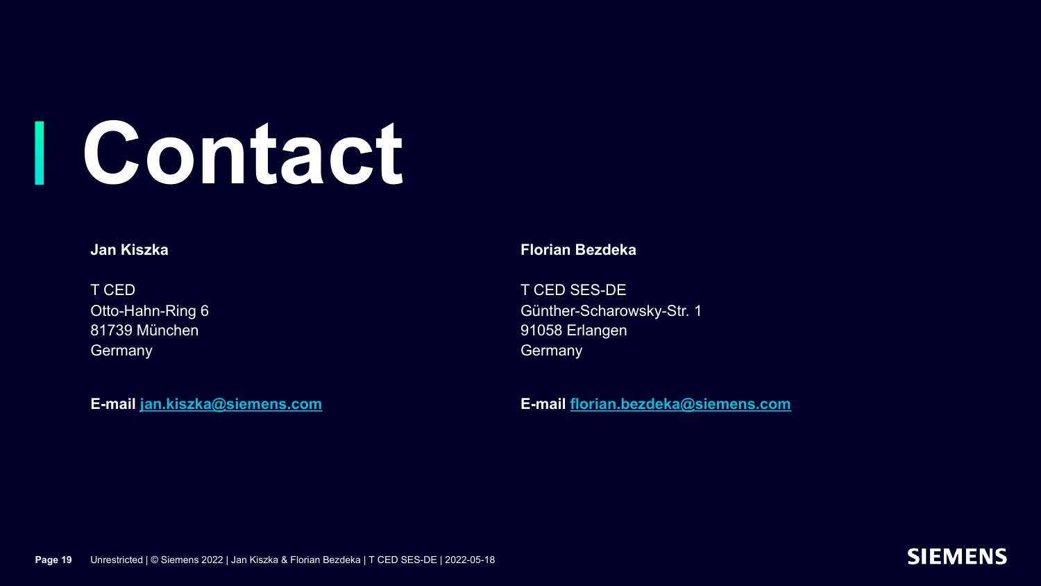# Contact

**Jan Kiszka**

T CED
Otto-Hahn-Ring 6
81739 München
Germany

**E-mail** jan.kiszka@siemens.com

**Florian Bezdeka**

T CED SES-DE
Günther-Scharowsky-Str. 1
91058 Erlangen
Germany

**E-mail** florian.bezdeka@siemens.com